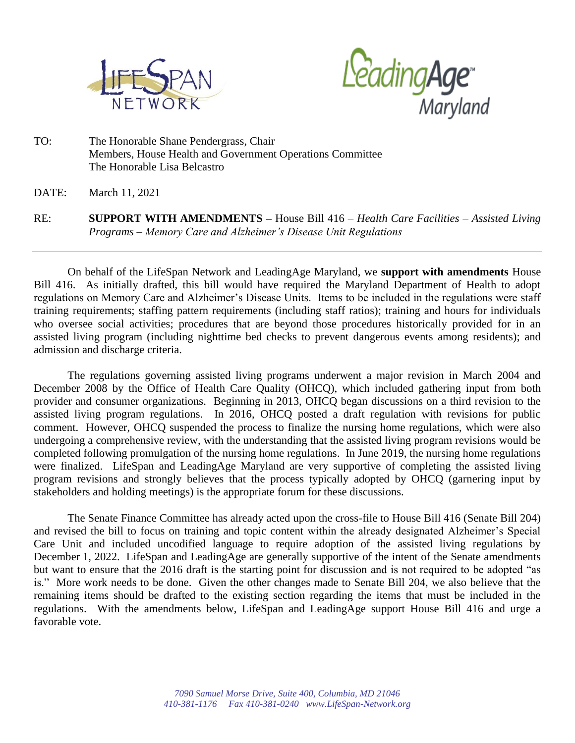TO: The Honorable Shane Pendergrass, Chair
Members, House Health and Government Operations Committee
The Honorable Lisa Belcastro

DATE: March 11, 2021

RE: **SUPPORT WITH AMENDMENTS –** House Bill 416 – *Health Care Facilities – Assisted Living Programs – Memory Care and Alzheimer's Disease Unit Regulations*

---

On behalf of the LifeSpan Network and LeadingAge Maryland, we **support with amendments** House Bill 416. As initially drafted, this bill would have required the Maryland Department of Health to adopt regulations on Memory Care and Alzheimer's Disease Units. Items to be included in the regulations were staff training requirements; staffing pattern requirements (including staff ratios); training and hours for individuals who oversee social activities; procedures that are beyond those procedures historically provided for in an assisted living program (including nighttime bed checks to prevent dangerous events among residents); and admission and discharge criteria.

The regulations governing assisted living programs underwent a major revision in March 2004 and December 2008 by the Office of Health Care Quality (OHCQ), which included gathering input from both provider and consumer organizations. Beginning in 2013, OHCQ began discussions on a third revision to the assisted living program regulations. In 2016, OHCQ posted a draft regulation with revisions for public comment. However, OHCQ suspended the process to finalize the nursing home regulations, which were also undergoing a comprehensive review, with the understanding that the assisted living program revisions would be completed following promulgation of the nursing home regulations. In June 2019, the nursing home regulations were finalized. LifeSpan and LeadingAge Maryland are very supportive of completing the assisted living program revisions and strongly believes that the process typically adopted by OHCQ (garnering input by stakeholders and holding meetings) is the appropriate forum for these discussions.

The Senate Finance Committee has already acted upon the cross-file to House Bill 416 (Senate Bill 204) and revised the bill to focus on training and topic content within the already designated Alzheimer's Special Care Unit and included uncodified language to require adoption of the assisted living regulations by December 1, 2022. LifeSpan and LeadingAge are generally supportive of the intent of the Senate amendments but want to ensure that the 2016 draft is the starting point for discussion and is not required to be adopted "as is." More work needs to be done. Given the other changes made to Senate Bill 204, we also believe that the remaining items should be drafted to the existing section regarding the items that must be included in the regulations. With the amendments below, LifeSpan and LeadingAge support House Bill 416 and urge a favorable vote.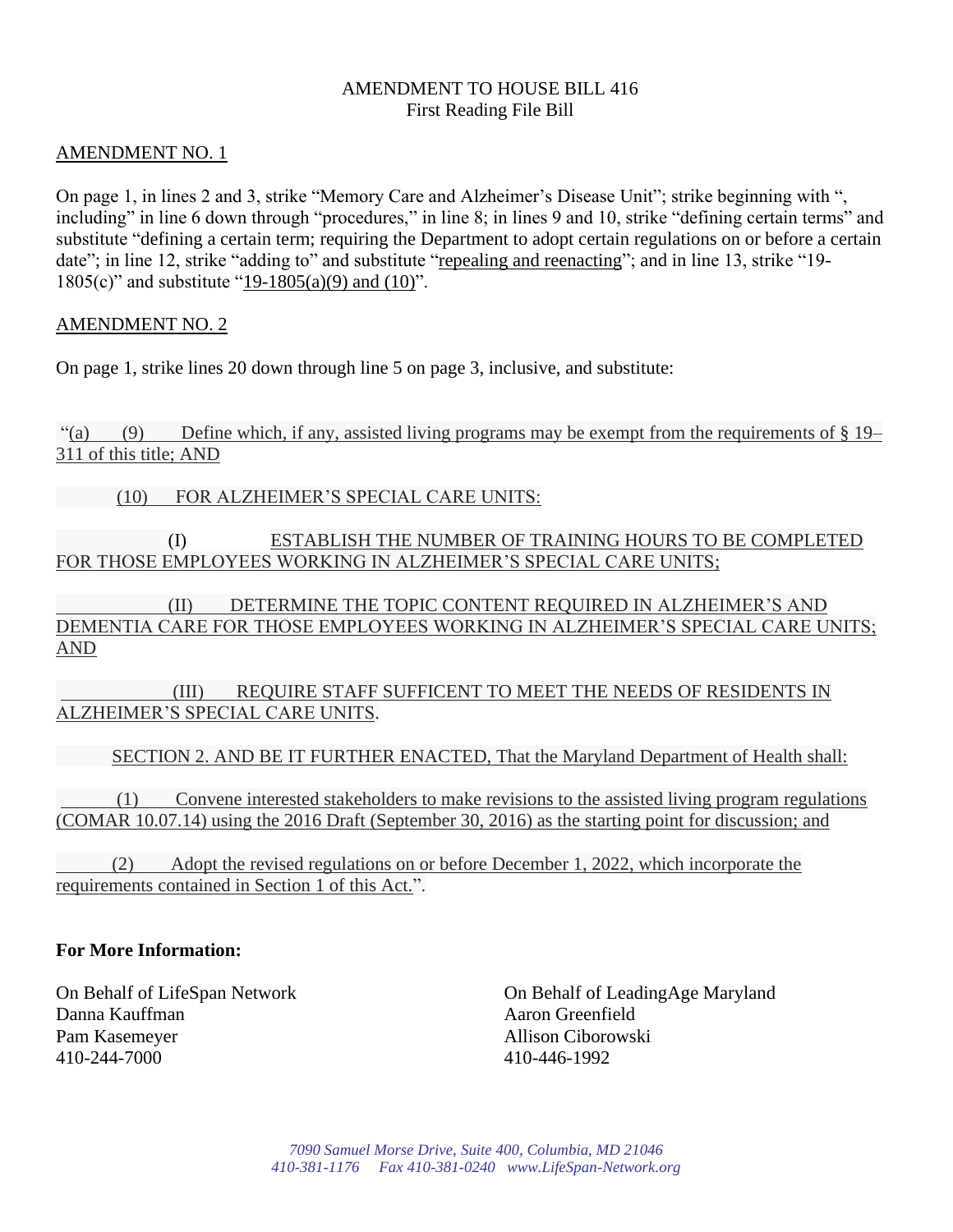AMENDMENT TO HOUSE BILL 416
First Reading File Bill

AMENDMENT NO. 1

On page 1, in lines 2 and 3, strike "Memory Care and Alzheimer's Disease Unit"; strike beginning with ", including" in line 6 down through "procedures," in line 8; in lines 9 and 10, strike "defining certain terms" and substitute "defining a certain term; requiring the Department to adopt certain regulations on or before a certain date"; in line 12, strike "adding to" and substitute "repealing and reenacting"; and in line 13, strike "19-1805(c)" and substitute "19-1805(a)(9) and (10)".

AMENDMENT NO. 2

On page 1, strike lines 20 down through line 5 on page 3, inclusive, and substitute:

"(a) (9) Define which, if any, assisted living programs may be exempt from the requirements of § 19–311 of this title; AND

(10) FOR ALZHEIMER'S SPECIAL CARE UNITS:

(I) ESTABLISH THE NUMBER OF TRAINING HOURS TO BE COMPLETED FOR THOSE EMPLOYEES WORKING IN ALZHEIMER'S SPECIAL CARE UNITS;

(II) DETERMINE THE TOPIC CONTENT REQUIRED IN ALZHEIMER'S AND DEMENTIA CARE FOR THOSE EMPLOYEES WORKING IN ALZHEIMER'S SPECIAL CARE UNITS; AND

(III) REQUIRE STAFF SUFFICENT TO MEET THE NEEDS OF RESIDENTS IN ALZHEIMER'S SPECIAL CARE UNITS.

SECTION 2. AND BE IT FURTHER ENACTED, That the Maryland Department of Health shall:

(1) Convene interested stakeholders to make revisions to the assisted living program regulations (COMAR 10.07.14) using the 2016 Draft (September 30, 2016) as the starting point for discussion; and

(2) Adopt the revised regulations on or before December 1, 2022, which incorporate the requirements contained in Section 1 of this Act.".

**For More Information:**

On Behalf of LifeSpan Network
Danna Kauffman
Pam Kasemeyer
410-244-7000

On Behalf of LeadingAge Maryland
Aaron Greenfield
Allison Ciborowski
410-446-1992

*7090 Samuel Morse Drive, Suite 400, Columbia, MD 21046*
*410-381-1176 Fax 410-381-0240 www.LifeSpan-Network.org*